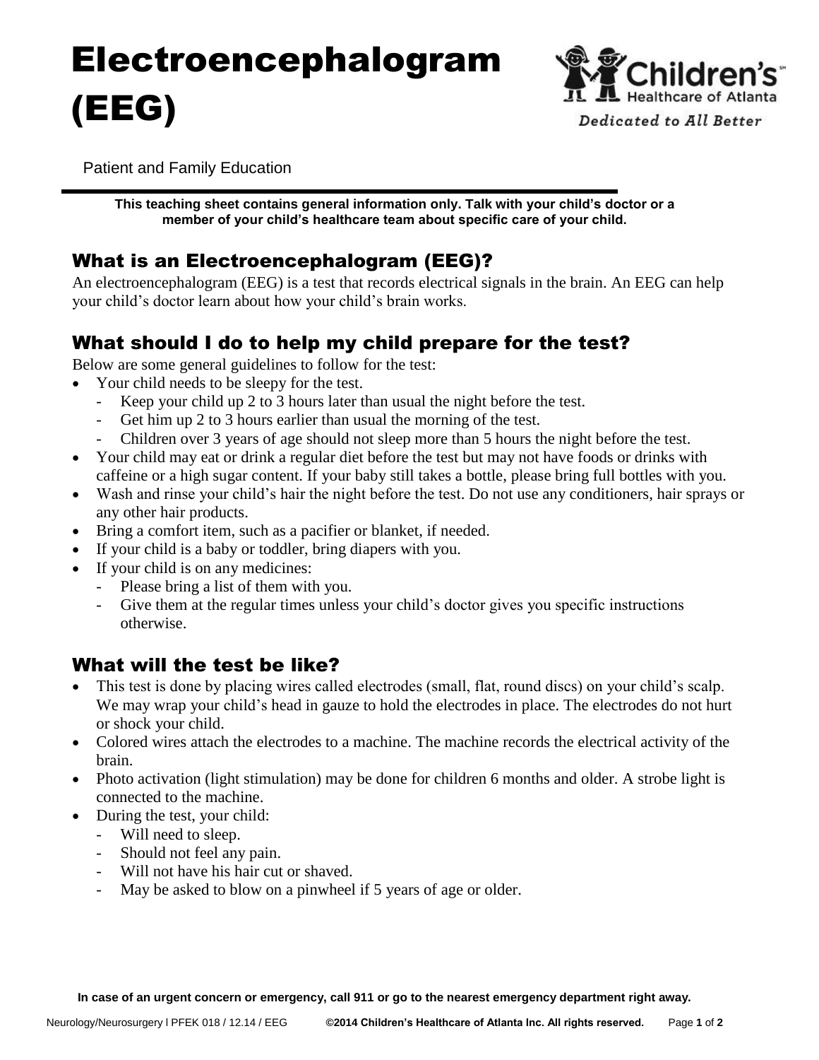# Electroencephalogram (EEG)

Children's Healthcare of Atlanta

*Dedicated to All Better*

Patient and Family Education

**This teaching sheet contains general information only. Talk with your child's doctor or a member of your child's healthcare team about specific care of your child.**

## What is an Electroencephalogram (EEG)?

An electroencephalogram (EEG) is a test that records electrical signals in the brain. An EEG can help your child's doctor learn about how your child's brain works.

## What should I do to help my child prepare for the test?

Below are some general guidelines to follow for the test:

- Your child needs to be sleepy for the test.
  - Keep your child up 2 to 3 hours later than usual the night before the test.
  - Get him up 2 to 3 hours earlier than usual the morning of the test.
  - Children over 3 years of age should not sleep more than 5 hours the night before the test.
- Your child may eat or drink a regular diet before the test but may not have foods or drinks with caffeine or a high sugar content. If your baby still takes a bottle, please bring full bottles with you.
- Wash and rinse your child's hair the night before the test. Do not use any conditioners, hair sprays or any other hair products.
- Bring a comfort item, such as a pacifier or blanket, if needed.
- If your child is a baby or toddler, bring diapers with you.
- If your child is on any medicines:
  - Please bring a list of them with you.
  - Give them at the regular times unless your child's doctor gives you specific instructions otherwise.

## What will the test be like?

- This test is done by placing wires called electrodes (small, flat, round discs) on your child's scalp. We may wrap your child's head in gauze to hold the electrodes in place. The electrodes do not hurt or shock your child.
- Colored wires attach the electrodes to a machine. The machine records the electrical activity of the brain.
- Photo activation (light stimulation) may be done for children 6 months and older. A strobe light is connected to the machine.
- During the test, your child:
  - Will need to sleep.
  - Should not feel any pain.
  - Will not have his hair cut or shaved.
  - May be asked to blow on a pinwheel if 5 years of age or older.

**In case of an urgent concern or emergency, call 911 or go to the nearest emergency department right away.**

Neurology/Neurosurgery I PFEK 018 / 12.14 / EEG **©2014 Children's Healthcare of Atlanta Inc. All rights reserved.**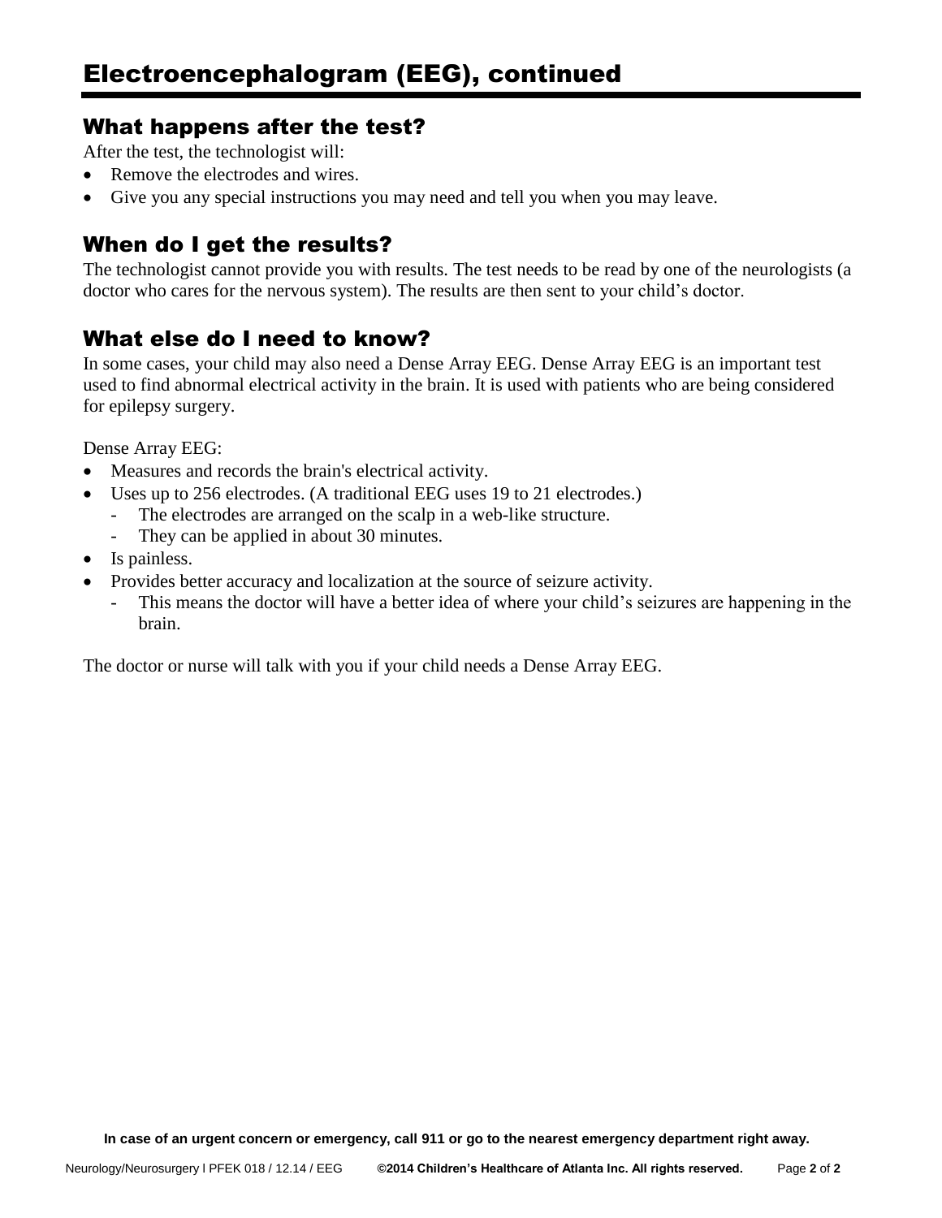# Electroencephalogram (EEG), continued

## What happens after the test?

After the test, the technologist will:

- Remove the electrodes and wires.
- Give you any special instructions you may need and tell you when you may leave.

## When do I get the results?

The technologist cannot provide you with results. The test needs to be read by one of the neurologists (a doctor who cares for the nervous system). The results are then sent to your child's doctor.

## What else do I need to know?

In some cases, your child may also need a Dense Array EEG. Dense Array EEG is an important test used to find abnormal electrical activity in the brain. It is used with patients who are being considered for epilepsy surgery.

Dense Array EEG:

- Measures and records the brain's electrical activity.
- Uses up to 256 electrodes. (A traditional EEG uses 19 to 21 electrodes.)
  - The electrodes are arranged on the scalp in a web-like structure.
  - They can be applied in about 30 minutes.
- Is painless.
- Provides better accuracy and localization at the source of seizure activity.
  - This means the doctor will have a better idea of where your child's seizures are happening in the brain.

The doctor or nurse will talk with you if your child needs a Dense Array EEG.

**In case of an urgent concern or emergency, call 911 or go to the nearest emergency department right away.**

Neurology/Neurosurgery I PFEK 018 / 12.14 / EEG **©2014 Children's Healthcare of Atlanta Inc. All rights reserved.**